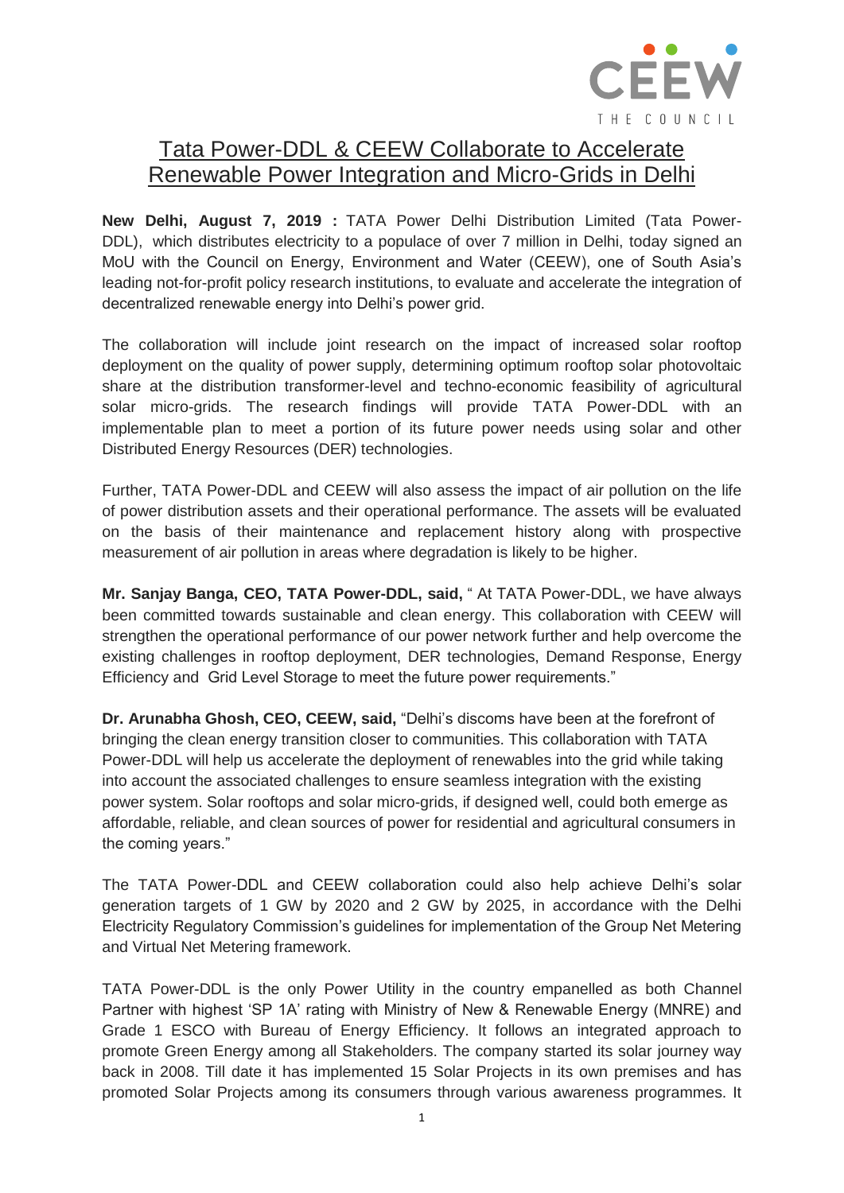# Tata Power-DDL & CEEW Collaborate to Accelerate Renewable Power Integration and Micro-Grids in Delhi

**New Delhi, August 7, 2019 :** TATA Power Delhi Distribution Limited (Tata Power-DDL), which distributes electricity to a populace of over 7 million in Delhi, today signed an MoU with the Council on Energy, Environment and Water (CEEW), one of South Asia's leading not-for-profit policy research institutions, to evaluate and accelerate the integration of decentralized renewable energy into Delhi's power grid.

The collaboration will include joint research on the impact of increased solar rooftop deployment on the quality of power supply, determining optimum rooftop solar photovoltaic share at the distribution transformer-level and techno-economic feasibility of agricultural solar micro-grids. The research findings will provide TATA Power-DDL with an implementable plan to meet a portion of its future power needs using solar and other Distributed Energy Resources (DER) technologies.

Further, TATA Power-DDL and CEEW will also assess the impact of air pollution on the life of power distribution assets and their operational performance. The assets will be evaluated on the basis of their maintenance and replacement history along with prospective measurement of air pollution in areas where degradation is likely to be higher.

**Mr. Sanjay Banga, CEO, TATA Power-DDL, said,** " At TATA Power-DDL, we have always been committed towards sustainable and clean energy. This collaboration with CEEW will strengthen the operational performance of our power network further and help overcome the existing challenges in rooftop deployment, DER technologies, Demand Response, Energy Efficiency and Grid Level Storage to meet the future power requirements."

**Dr. Arunabha Ghosh, CEO, CEEW, said,** "Delhi's discoms have been at the forefront of bringing the clean energy transition closer to communities. This collaboration with TATA Power-DDL will help us accelerate the deployment of renewables into the grid while taking into account the associated challenges to ensure seamless integration with the existing power system. Solar rooftops and solar micro-grids, if designed well, could both emerge as affordable, reliable, and clean sources of power for residential and agricultural consumers in the coming years."

The TATA Power-DDL and CEEW collaboration could also help achieve Delhi's solar generation targets of 1 GW by 2020 and 2 GW by 2025, in accordance with the Delhi Electricity Regulatory Commission's guidelines for implementation of the Group Net Metering and Virtual Net Metering framework.

TATA Power-DDL is the only Power Utility in the country empanelled as both Channel Partner with highest 'SP 1A' rating with Ministry of New & Renewable Energy (MNRE) and Grade 1 ESCO with Bureau of Energy Efficiency. It follows an integrated approach to promote Green Energy among all Stakeholders. The company started its solar journey way back in 2008. Till date it has implemented 15 Solar Projects in its own premises and has promoted Solar Projects among its consumers through various awareness programmes. It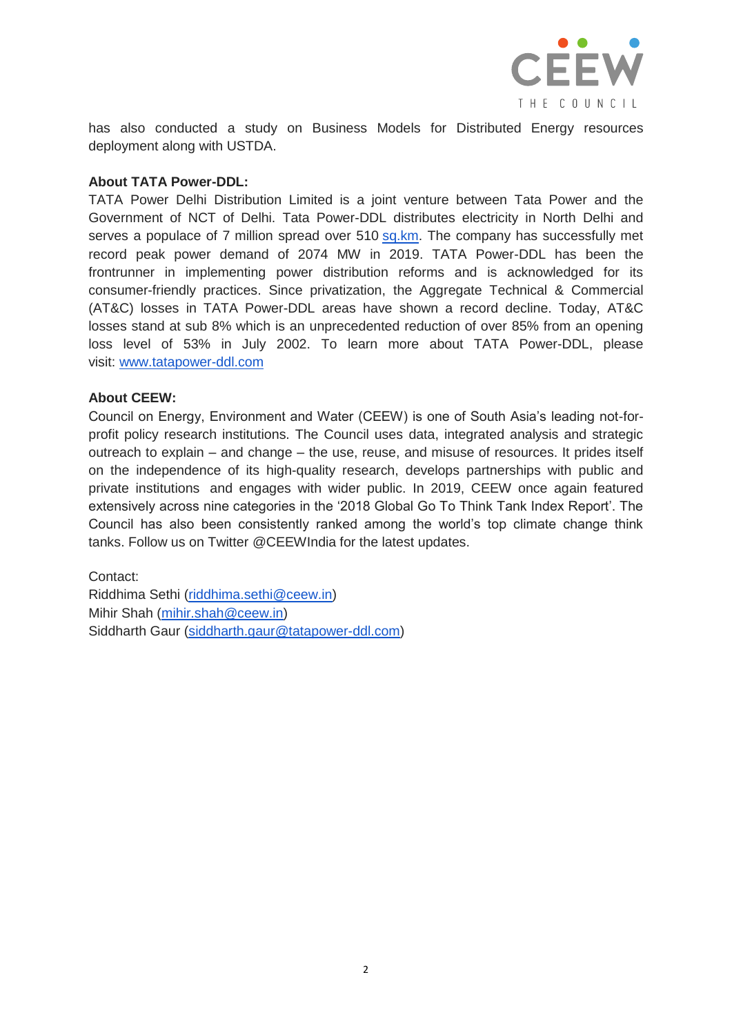has also conducted a study on Business Models for Distributed Energy resources deployment along with USTDA.

**About TATA Power-DDL:**

TATA Power Delhi Distribution Limited is a joint venture between Tata Power and the Government of NCT of Delhi. Tata Power-DDL distributes electricity in North Delhi and serves a populace of 7 million spread over 510 sq.km. The company has successfully met record peak power demand of 2074 MW in 2019. TATA Power-DDL has been the frontrunner in implementing power distribution reforms and is acknowledged for its consumer-friendly practices. Since privatization, the Aggregate Technical & Commercial (AT&C) losses in TATA Power-DDL areas have shown a record decline. Today, AT&C losses stand at sub 8% which is an unprecedented reduction of over 85% from an opening loss level of 53% in July 2002. To learn more about TATA Power-DDL, please visit: www.tatapower-ddl.com

**About CEEW:**

Council on Energy, Environment and Water (CEEW) is one of South Asia's leading not-for-profit policy research institutions. The Council uses data, integrated analysis and strategic outreach to explain – and change – the use, reuse, and misuse of resources. It prides itself on the independence of its high-quality research, develops partnerships with public and private institutions and engages with wider public. In 2019, CEEW once again featured extensively across nine categories in the '2018 Global Go To Think Tank Index Report'. The Council has also been consistently ranked among the world's top climate change think tanks. Follow us on Twitter @CEEWIndia for the latest updates.

Contact:
Riddhima Sethi (riddhima.sethi@ceew.in)
Mihir Shah (mihir.shah@ceew.in)
Siddharth Gaur (siddharth.gaur@tatapower-ddl.com)